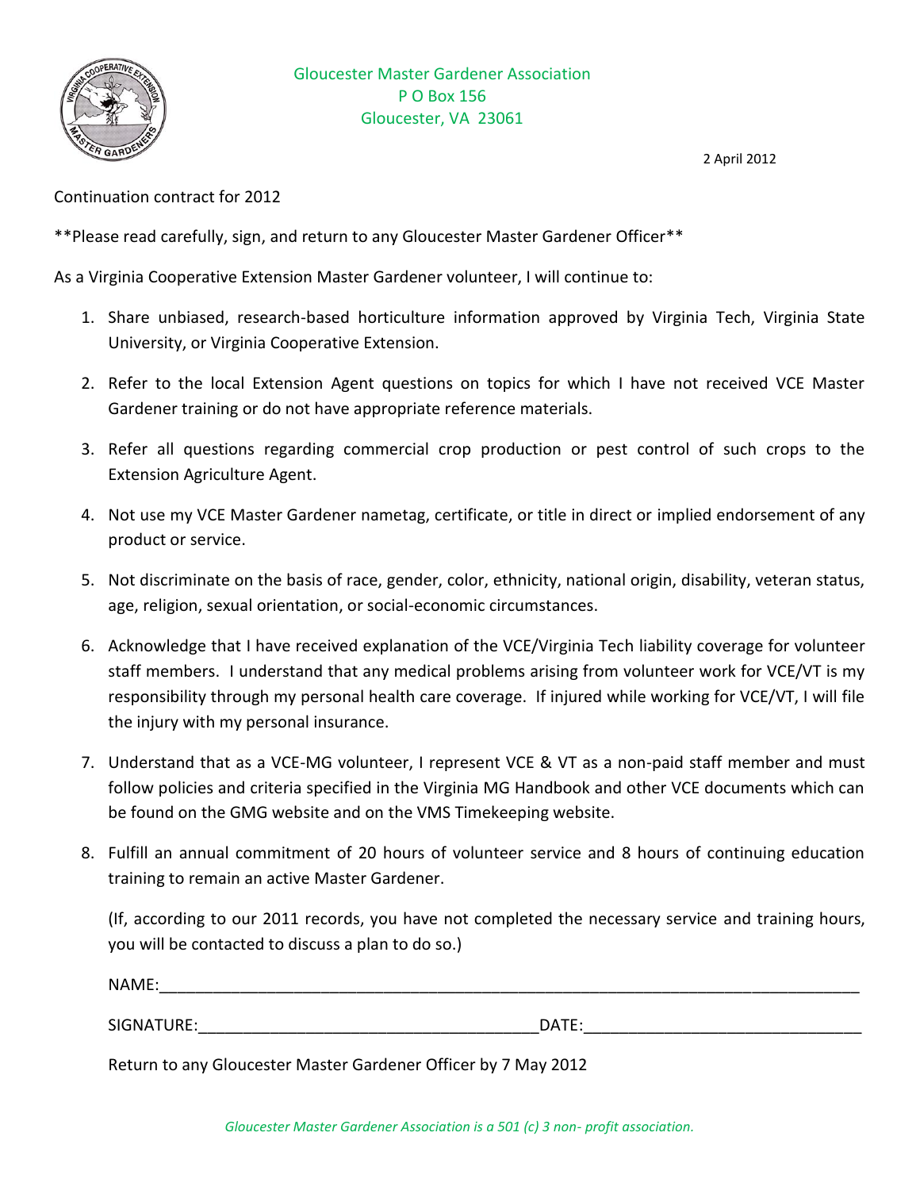Gloucester Master Gardener Association
P O Box 156
Gloucester, VA 23061

2 April 2012

Continuation contract for 2012

**Please read carefully, sign, and return to any Gloucester Master Gardener Officer**

As a Virginia Cooperative Extension Master Gardener volunteer, I will continue to:

1. Share unbiased, research-based horticulture information approved by Virginia Tech, Virginia State University, or Virginia Cooperative Extension.
2. Refer to the local Extension Agent questions on topics for which I have not received VCE Master Gardener training or do not have appropriate reference materials.
3. Refer all questions regarding commercial crop production or pest control of such crops to the Extension Agriculture Agent.
4. Not use my VCE Master Gardener nametag, certificate, or title in direct or implied endorsement of any product or service.
5. Not discriminate on the basis of race, gender, color, ethnicity, national origin, disability, veteran status, age, religion, sexual orientation, or social-economic circumstances.
6. Acknowledge that I have received explanation of the VCE/Virginia Tech liability coverage for volunteer staff members. I understand that any medical problems arising from volunteer work for VCE/VT is my responsibility through my personal health care coverage. If injured while working for VCE/VT, I will file the injury with my personal insurance.
7. Understand that as a VCE-MG volunteer, I represent VCE & VT as a non-paid staff member and must follow policies and criteria specified in the Virginia MG Handbook and other VCE documents which can be found on the GMG website and on the VMS Timekeeping website.
8. Fulfill an annual commitment of 20 hours of volunteer service and 8 hours of continuing education training to remain an active Master Gardener.

   (If, according to our 2011 records, you have not completed the necessary service and training hours, you will be contacted to discuss a plan to do so.)

   NAME:________________________________________________________________________

   SIGNATURE:_________________________________DATE:___________________________

   Return to any Gloucester Master Gardener Officer by 7 May 2012

*Gloucester Master Gardener Association is a 501 (c) 3 non- profit association.*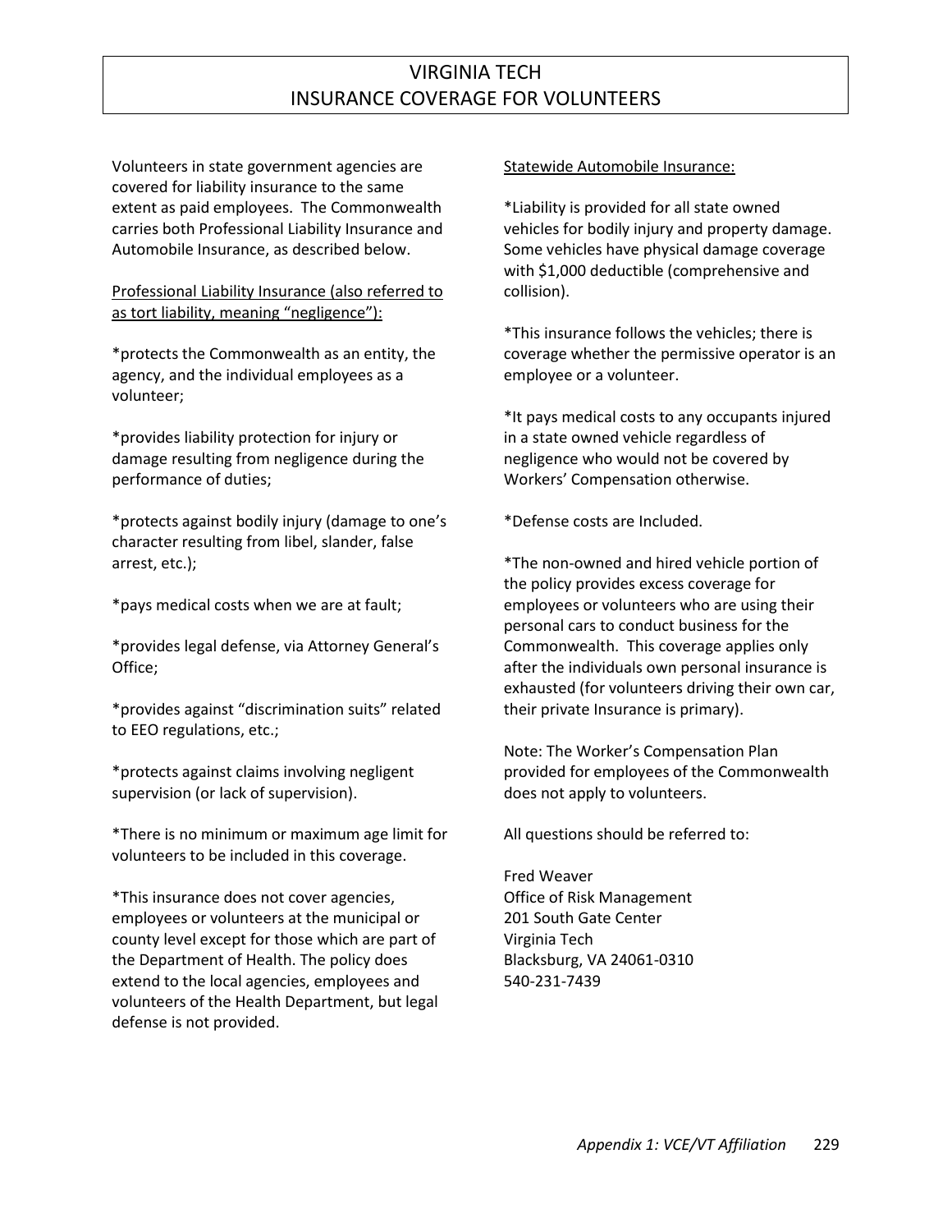# VIRGINIA TECH
# INSURANCE COVERAGE FOR VOLUNTEERS

Volunteers in state government agencies are covered for liability insurance to the same extent as paid employees. The Commonwealth carries both Professional Liability Insurance and Automobile Insurance, as described below.

<u>Professional Liability Insurance (also referred to as tort liability, meaning "negligence"):</u>

*protects the Commonwealth as an entity, the agency, and the individual employees as a volunteer;

*provides liability protection for injury or damage resulting from negligence during the performance of duties;

*protects against bodily injury (damage to one's character resulting from libel, slander, false arrest, etc.);

*pays medical costs when we are at fault;

*provides legal defense, via Attorney General's Office;

*provides against "discrimination suits" related to EEO regulations, etc.;

*protects against claims involving negligent supervision (or lack of supervision).

*There is no minimum or maximum age limit for volunteers to be included in this coverage.

*This insurance does not cover agencies, employees or volunteers at the municipal or county level except for those which are part of the Department of Health. The policy does extend to the local agencies, employees and volunteers of the Health Department, but legal defense is not provided.

<u>Statewide Automobile Insurance:</u>

*Liability is provided for all state owned vehicles for bodily injury and property damage. Some vehicles have physical damage coverage with $1,000 deductible (comprehensive and collision).

*This insurance follows the vehicles; there is coverage whether the permissive operator is an employee or a volunteer.

*It pays medical costs to any occupants injured in a state owned vehicle regardless of negligence who would not be covered by Workers' Compensation otherwise.

*Defense costs are Included.

*The non-owned and hired vehicle portion of the policy provides excess coverage for employees or volunteers who are using their personal cars to conduct business for the Commonwealth. This coverage applies only after the individuals own personal insurance is exhausted (for volunteers driving their own car, their private Insurance is primary).

Note: The Worker's Compensation Plan provided for employees of the Commonwealth does not apply to volunteers.

All questions should be referred to:

Fred Weaver
Office of Risk Management
201 South Gate Center
Virginia Tech
Blacksburg, VA 24061-0310
540-231-7439